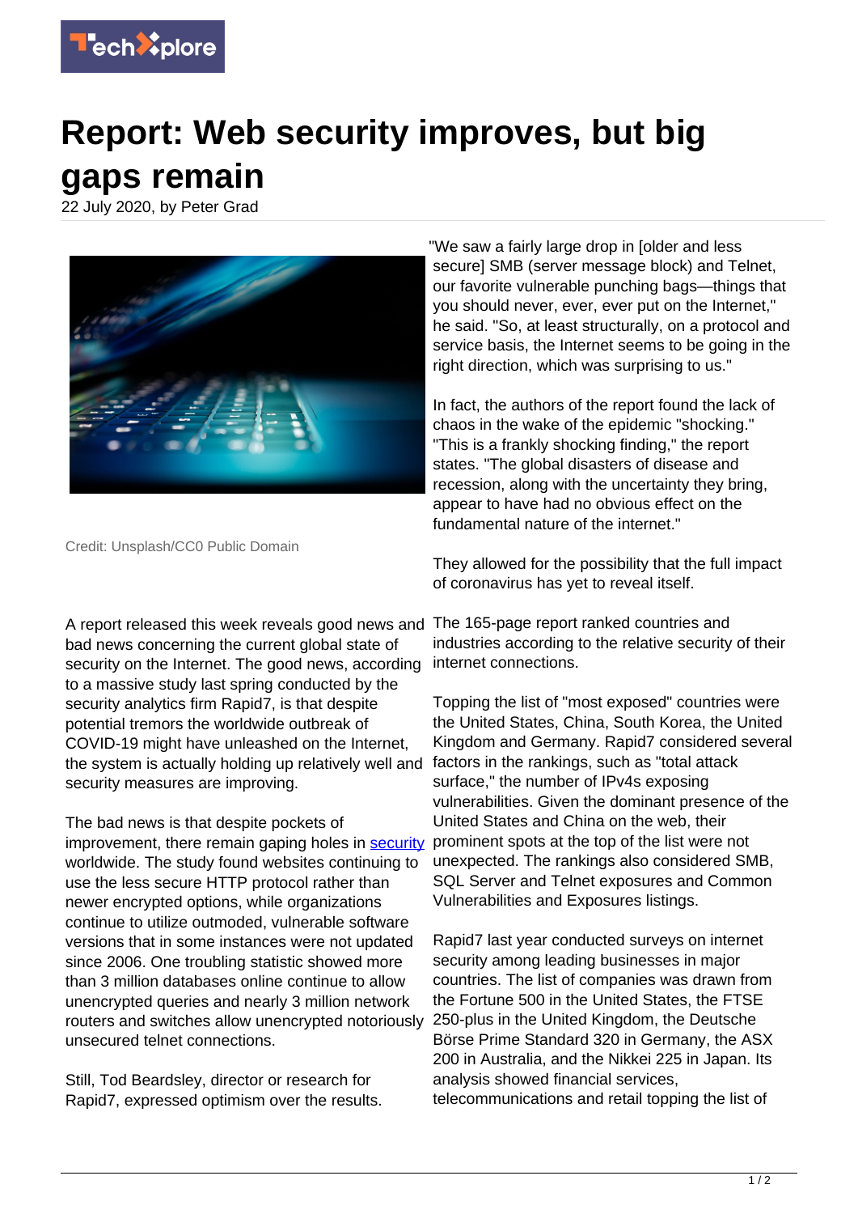# Report: Web security improves, but big gaps remain

22 July 2020, by Peter Grad

Credit: Unsplash/CC0 Public Domain

A report released this week reveals good news and bad news concerning the current global state of security on the Internet. The good news, according to a massive study last spring conducted by the security analytics firm Rapid7, is that despite potential tremors the worldwide outbreak of COVID-19 might have unleashed on the Internet, the system is actually holding up relatively well and security measures are improving.

The bad news is that despite pockets of improvement, there remain gaping holes in security worldwide. The study found websites continuing to use the less secure HTTP protocol rather than newer encrypted options, while organizations continue to utilize outmoded, vulnerable software versions that in some instances were not updated since 2006. One troubling statistic showed more than 3 million databases online continue to allow unencrypted queries and nearly 3 million network routers and switches allow unencrypted notoriously unsecured telnet connections.

Still, Tod Beardsley, director or research for Rapid7, expressed optimism over the results.

"We saw a fairly large drop in [older and less secure] SMB (server message block) and Telnet, our favorite vulnerable punching bags—things that you should never, ever, ever put on the Internet," he said. "So, at least structurally, on a protocol and service basis, the Internet seems to be going in the right direction, which was surprising to us."

In fact, the authors of the report found the lack of chaos in the wake of the epidemic "shocking." "This is a frankly shocking finding," the report states. "The global disasters of disease and recession, along with the uncertainty they bring, appear to have had no obvious effect on the fundamental nature of the internet."

They allowed for the possibility that the full impact of coronavirus has yet to reveal itself.

The 165-page report ranked countries and industries according to the relative security of their internet connections.

Topping the list of "most exposed" countries were the United States, China, South Korea, the United Kingdom and Germany. Rapid7 considered several factors in the rankings, such as "total attack surface," the number of IPv4s exposing vulnerabilities. Given the dominant presence of the United States and China on the web, their prominent spots at the top of the list were not unexpected. The rankings also considered SMB, SQL Server and Telnet exposures and Common Vulnerabilities and Exposures listings.

Rapid7 last year conducted surveys on internet security among leading businesses in major countries. The list of companies was drawn from the Fortune 500 in the United States, the FTSE 250-plus in the United Kingdom, the Deutsche Börse Prime Standard 320 in Germany, the ASX 200 in Australia, and the Nikkei 225 in Japan. Its analysis showed financial services, telecommunications and retail topping the list of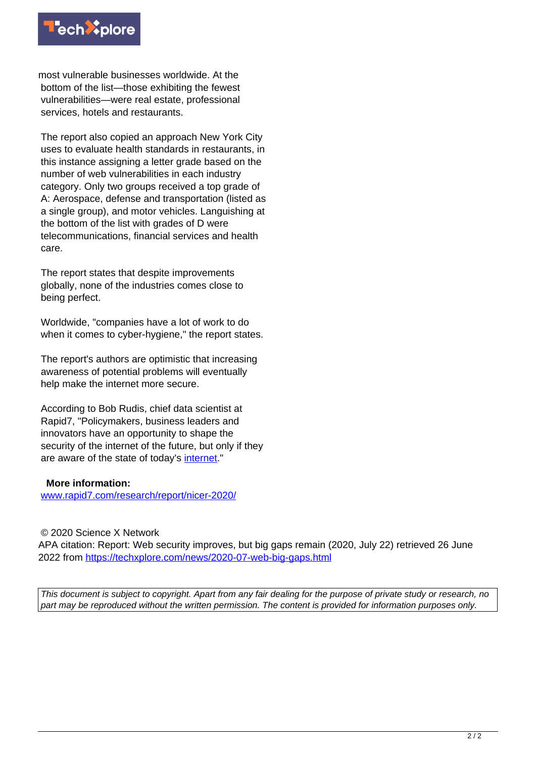most vulnerable businesses worldwide. At the bottom of the list—those exhibiting the fewest vulnerabilities—were real estate, professional services, hotels and restaurants.

The report also copied an approach New York City uses to evaluate health standards in restaurants, in this instance assigning a letter grade based on the number of web vulnerabilities in each industry category. Only two groups received a top grade of A: Aerospace, defense and transportation (listed as a single group), and motor vehicles. Languishing at the bottom of the list with grades of D were telecommunications, financial services and health care.

The report states that despite improvements globally, none of the industries comes close to being perfect.

Worldwide, "companies have a lot of work to do when it comes to cyber-hygiene," the report states.

The report's authors are optimistic that increasing awareness of potential problems will eventually help make the internet more secure.

According to Bob Rudis, chief data scientist at Rapid7, "Policymakers, business leaders and innovators have an opportunity to shape the security of the internet of the future, but only if they are aware of the state of today's internet."

**More information:** www.rapid7.com/research/report/nicer-2020/

© 2020 Science X Network

APA citation: Report: Web security improves, but big gaps remain (2020, July 22) retrieved 26 June 2022 from https://techxplore.com/news/2020-07-web-big-gaps.html

*This document is subject to copyright. Apart from any fair dealing for the purpose of private study or research, no part may be reproduced without the written permission. The content is provided for information purposes only.*